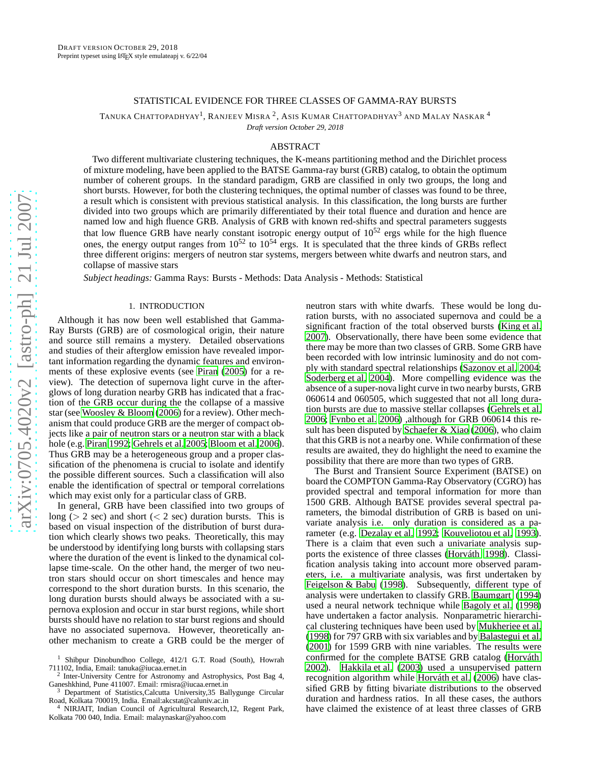DRAFT VERSION OCTOBER 29, 2018
Preprint typeset using LaTeX style emulateapj v. 6/22/04

# STATISTICAL EVIDENCE FOR THREE CLASSES OF GAMMA-RAY BURSTS

TANUKA CHATTOPADHYAY[1], RANJEEV MISRA[2], ASIS KUMAR CHATTOPADHYAY[3] AND MALAY NASKAR[4]

*Draft version October 29, 2018*

## ABSTRACT

Two different multivariate clustering techniques, the K-means partitioning method and the Dirichlet process of mixture modeling, have been applied to the BATSE Gamma-ray burst (GRB) catalog, to obtain the optimum number of coherent groups. In the standard paradigm, GRB are classified in only two groups, the long and short bursts. However, for both the clustering techniques, the optimal number of classes was found to be three, a result which is consistent with previous statistical analysis. In this classification, the long bursts are further divided into two groups which are primarily differentiated by their total fluence and duration and hence are named low and high fluence GRB. Analysis of GRB with known red-shifts and spectral parameters suggests that low fluence GRB have nearly constant isotropic energy output of $10^{52}$ ergs while for the high fluence ones, the energy output ranges from $10^{52}$ to $10^{54}$ ergs. It is speculated that the three kinds of GRBs reflect three different origins: mergers of neutron star systems, mergers between white dwarfs and neutron stars, and collapse of massive stars

*Subject headings:* Gamma Rays: Bursts - Methods: Data Analysis - Methods: Statistical

## 1. INTRODUCTION

Although it has now been well established that Gamma-Ray Bursts (GRB) are of cosmological origin, their nature and source still remains a mystery. Detailed observations and studies of their afterglow emission have revealed important information regarding the dynamic features and environments of these explosive events (see Piran (2005) for a review). The detection of supernova light curve in the afterglows of long duration nearby GRB has indicated that a fraction of the GRB occur during the the collapse of a massive star (see Woosley & Bloom (2006) for a review). Other mechanism that could produce GRB are the merger of compact objects like a pair of neutron stars or a neutron star with a black hole (e.g. Piran 1992; Gehrels et al. 2005; Bloom et al. 2006). Thus GRB may be a heterogeneous group and a proper classification of the phenomena is crucial to isolate and identify the possible different sources. Such a classification will also enable the identification of spectral or temporal correlations which may exist only for a particular class of GRB.

In general, GRB have been classified into two groups of long (> 2 sec) and short (< 2 sec) duration bursts. This is based on visual inspection of the distribution of burst duration which clearly shows two peaks. Theoretically, this may be understood by identifying long bursts with collapsing stars where the duration of the event is linked to the dynamical collapse time-scale. On the other hand, the merger of two neutron stars should occur on short timescales and hence may correspond to the short duration bursts. In this scenario, the long duration bursts should always be associated with a supernova explosion and occur in star burst regions, while short bursts should have no relation to star burst regions and should have no associated supernova. However, theoretically another mechanism to create a GRB could be the merger of neutron stars with white dwarfs. These would be long duration bursts, with no associated supernova and could be a significant fraction of the total observed bursts (King et al. 2007). Observationally, there have been some evidence that there may be more than two classes of GRB. Some GRB have been recorded with low intrinsic luminosity and do not comply with standard spectral relationships (Sazonov et al. 2004; Soderberg et al. 2004). More compelling evidence was the absence of a super-nova light curve in two nearby bursts, GRB 060614 and 060505, which suggested that not all long duration bursts are due to massive stellar collapses (Gehrels et al. 2006; Fynbo et al. 2006) ,although for GRB 060614 this result has been disputed by Schaefer & Xiao (2006), who claim that this GRB is not a nearby one. While confirmation of these results are awaited, they do highlight the need to examine the possibility that there are more than two types of GRB.

The Burst and Transient Source Experiment (BATSE) on board the COMPTON Gamma-Ray Observatory (CGRO) has provided spectral and temporal information for more than 1500 GRB. Although BATSE provides several spectral parameters, the bimodal distribution of GRB is based on univariate analysis i.e. only duration is considered as a parameter (e.g. Dezalay et al. 1992; Kouveliotou et al. 1993). There is a claim that even such a univariate analysis supports the existence of three classes (Horváth 1998). Classification analysis taking into account more observed parameters, i.e. a multivariate analysis, was first undertaken by Feigelson & Babu (1998). Subsequently, different type of analysis were undertaken to classify GRB. Baumgart (1994) used a neural network technique while Bagoly et al. (1998) have undertaken a factor analysis. Nonparametric hierarchical clustering techniques have been used by Mukherjee et al. (1998) for 797 GRB with six variables and by Balastegui et al. (2001) for 1599 GRB with nine variables. The results were confirmed for the complete BATSE GRB catalog (Horváth 2002). Hakkila et al. (2003) used a unsupervised pattern recognition algorithm while Horváth et al. (2006) have classified GRB by fitting bivariate distributions to the observed duration and hardness ratios. In all these cases, the authors have claimed the existence of at least three classes of GRB

[1] Shibpur Dinobundhoo College, 412/1 G.T. Road (South), Howrah 711102, India, Email: tanuka@iucaa.ernet.in

[2] Inter-University Centre for Astronomy and Astrophysics, Post Bag 4, Ganeshkhind, Pune 411007. Email: rmisra@iucaa.ernet.in

[3] Department of Statistics,Calcutta University,35 Ballygunge Circular Road, Kolkata 700019, India. Email:akcstat@caluniv.ac.in

[4] NIRJAIT, Indian Council of Agricultural Research,12, Regent Park, Kolkata 700 040, India. Email: malaynaskar@yahoo.com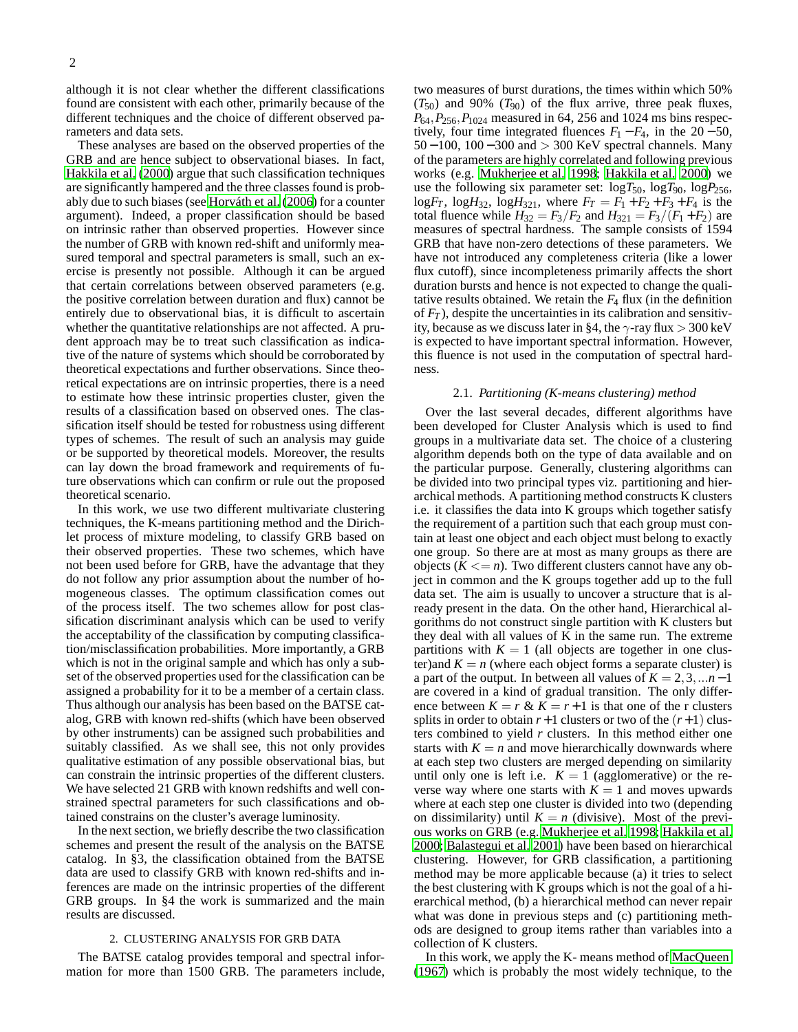although it is not clear whether the different classifications found are consistent with each other, primarily because of the different techniques and the choice of different observed parameters and data sets.

These analyses are based on the observed properties of the GRB and are hence subject to observational biases. In fact, Hakkila et al. (2000) argue that such classification techniques are significantly hampered and the three classes found is probably due to such biases (see Horváth et al. (2006) for a counter argument). Indeed, a proper classification should be based on intrinsic rather than observed properties. However since the number of GRB with known red-shift and uniformly measured temporal and spectral parameters is small, such an exercise is presently not possible. Although it can be argued that certain correlations between observed parameters (e.g. the positive correlation between duration and flux) cannot be entirely due to observational bias, it is difficult to ascertain whether the quantitative relationships are not affected. A prudent approach may be to treat such classification as indicative of the nature of systems which should be corroborated by theoretical expectations and further observations. Since theoretical expectations are on intrinsic properties, there is a need to estimate how these intrinsic properties cluster, given the results of a classification based on observed ones. The classification itself should be tested for robustness using different types of schemes. The result of such an analysis may guide or be supported by theoretical models. Moreover, the results can lay down the broad framework and requirements of future observations which can confirm or rule out the proposed theoretical scenario.

In this work, we use two different multivariate clustering techniques, the K-means partitioning method and the Dirichlet process of mixture modeling, to classify GRB based on their observed properties. These two schemes, which have not been used before for GRB, have the advantage that they do not follow any prior assumption about the number of homogeneous classes. The optimum classification comes out of the process itself. The two schemes allow for post classification discriminant analysis which can be used to verify the acceptability of the classification by computing classification/misclassification probabilities. More importantly, a GRB which is not in the original sample and which has only a subset of the observed properties used for the classification can be assigned a probability for it to be a member of a certain class. Thus although our analysis has been based on the BATSE catalog, GRB with known red-shifts (which have been observed by other instruments) can be assigned such probabilities and suitably classified. As we shall see, this not only provides qualitative estimation of any possible observational bias, but can constrain the intrinsic properties of the different clusters. We have selected 21 GRB with known redshifts and well constrained spectral parameters for such classifications and obtained constrains on the cluster's average luminosity.

In the next section, we briefly describe the two classification schemes and present the result of the analysis on the BATSE catalog. In §3, the classification obtained from the BATSE data are used to classify GRB with known red-shifts and inferences are made on the intrinsic properties of the different GRB groups. In §4 the work is summarized and the main results are discussed.

## 2. CLUSTERING ANALYSIS FOR GRB DATA

The BATSE catalog provides temporal and spectral information for more than 1500 GRB. The parameters include, two measures of burst durations, the times within which 50% ($T_{50}$) and 90% ($T_{90}$) of the flux arrive, three peak fluxes, $P_{64}, P_{256}, P_{1024}$ measured in 64, 256 and 1024 ms bins respectively, four time integrated fluences $F_1 - F_4$, in the $20-50$, $50-100$, $100-300$ and $> 300$ KeV spectral channels. Many of the parameters are highly correlated and following previous works (e.g. Mukherjee et al. 1998; Hakkila et al. 2000) we use the following six parameter set: $\log T_{50}$, $\log T_{90}$, $\log P_{256}$, $\log F_T$, $\log H_{32}$, $\log H_{321}$, where $F_T = F_1 + F_2 + F_3 + F_4$ is the total fluence while $H_{32} = F_3/F_2$ and $H_{321} = F_3/(F_1 + F_2)$ are measures of spectral hardness. The sample consists of 1594 GRB that have non-zero detections of these parameters. We have not introduced any completeness criteria (like a lower flux cutoff), since incompleteness primarily affects the short duration bursts and hence is not expected to change the qualitative results obtained. We retain the $F_4$ flux (in the definition of $F_T$), despite the uncertainties in its calibration and sensitivity, because as we discuss later in §4, the $\gamma$-ray flux $> 300$ keV is expected to have important spectral information. However, this fluence is not used in the computation of spectral hardness.

### 2.1. *Partitioning (K-means clustering) method*

Over the last several decades, different algorithms have been developed for Cluster Analysis which is used to find groups in a multivariate data set. The choice of a clustering algorithm depends both on the type of data available and on the particular purpose. Generally, clustering algorithms can be divided into two principal types viz. partitioning and hierarchical methods. A partitioning method constructs K clusters i.e. it classifies the data into K groups which together satisfy the requirement of a partition such that each group must contain at least one object and each object must belong to exactly one group. So there are at most as many groups as there are objects ($K <= n$). Two different clusters cannot have any object in common and the K groups together add up to the full data set. The aim is usually to uncover a structure that is already present in the data. On the other hand, Hierarchical algorithms do not construct single partition with K clusters but they deal with all values of K in the same run. The extreme partitions with $K = 1$ (all objects are together in one cluster)and $K = n$ (where each object forms a separate cluster) is a part of the output. In between all values of $K = 2, 3, ...n-1$ are covered in a kind of gradual transition. The only difference between $K = r$ & $K = r+1$ is that one of the r clusters splits in order to obtain $r+1$ clusters or two of the $(r+1)$ clusters combined to yield $r$ clusters. In this method either one starts with $K = n$ and move hierarchically downwards where at each step two clusters are merged depending on similarity until only one is left i.e. $K = 1$ (agglomerative) or the reverse way where one starts with $K = 1$ and moves upwards where at each step one cluster is divided into two (depending on dissimilarity) until $K = n$ (divisive). Most of the previous works on GRB (e.g. Mukherjee et al. 1998; Hakkila et al. 2000; Balastegui et al. 2001) have been based on hierarchical clustering. However, for GRB classification, a partitioning method may be more applicable because (a) it tries to select the best clustering with K groups which is not the goal of a hierarchical method, (b) a hierarchical method can never repair what was done in previous steps and (c) partitioning methods are designed to group items rather than variables into a collection of K clusters.

In this work, we apply the K- means method of MacQueen (1967) which is probably the most widely technique, to the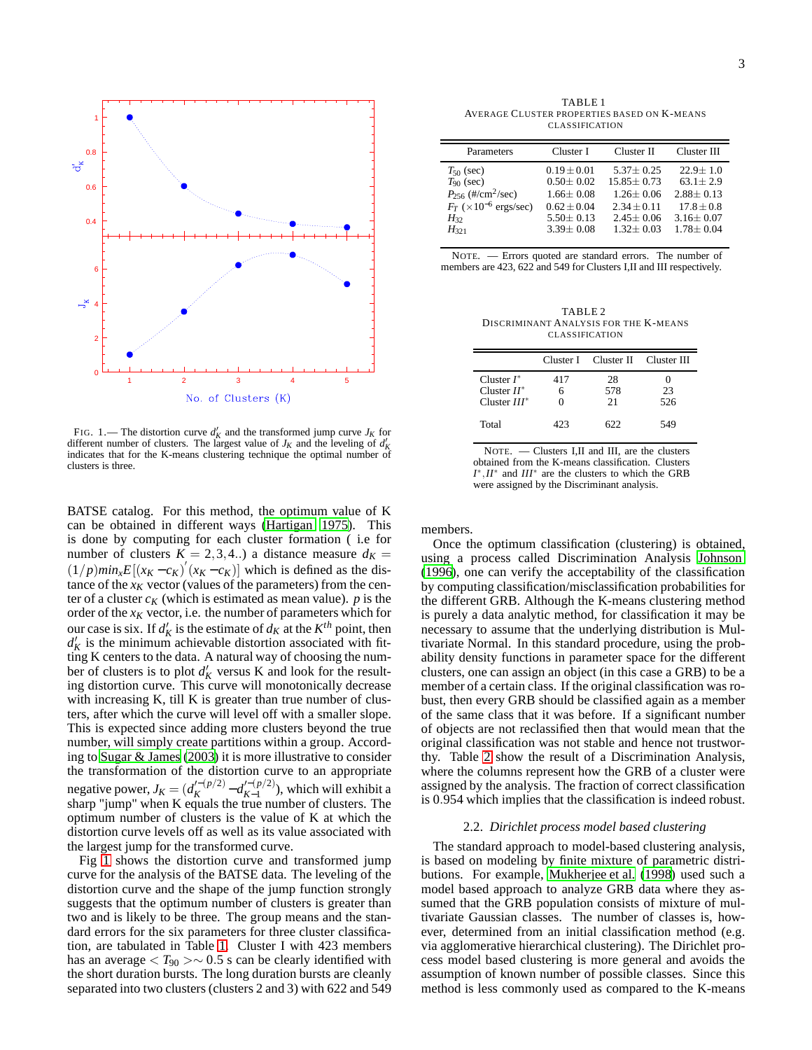FIG. 1.— The distortion curve $d'_K$ and the transformed jump curve $J_K$ for different number of clusters. The largest value of $J_K$ and the leveling of $d'_K$ indicates that for the K-means clustering technique the optimal number of clusters is three.

BATSE catalog. For this method, the optimum value of K can be obtained in different ways (Hartigan 1975). This is done by computing for each cluster formation ( i.e for number of clusters $K = 2,3,4..$) a distance measure $d_K = (1/p)min_x E[(x_K - c_K)^{'}(x_K - c_K)]$ which is defined as the distance of the $x_K$ vector (values of the parameters) from the center of a cluster $c_K$ (which is estimated as mean value). $p$ is the order of the $x_K$ vector, i.e. the number of parameters which for our case is six. If $d'_K$ is the estimate of $d_K$ at the $K^{th}$ point, then $d'_K$ is the minimum achievable distortion associated with fitting K centers to the data. A natural way of choosing the number of clusters is to plot $d'_K$ versus K and look for the resulting distortion curve. This curve will monotonically decrease with increasing K, till K is greater than true number of clusters, after which the curve will level off with a smaller slope. This is expected since adding more clusters beyond the true number, will simply create partitions within a group. According to Sugar & James (2003) it is more illustrative to consider the transformation of the distortion curve to an appropriate negative power, $J_K = (d_K'^{-(p/2)} - d_{K-1}'^{-(p/2)})$, which will exhibit a sharp "jump" when K equals the true number of clusters. The optimum number of clusters is the value of K at which the distortion curve levels off as well as its value associated with the largest jump for the transformed curve.

Fig 1 shows the distortion curve and transformed jump curve for the analysis of the BATSE data. The leveling of the distortion curve and the shape of the jump function strongly suggests that the optimum number of clusters is greater than two and is likely to be three. The group means and the standard errors for the six parameters for three cluster classification, are tabulated in Table 1. Cluster I with 423 members has an average $< T_{90} > \sim 0.5$ s can be clearly identified with the short duration bursts. The long duration bursts are cleanly separated into two clusters (clusters 2 and 3) with 622 and 549 members.

TABLE 1
AVERAGE CLUSTER PROPERTIES BASED ON K-MEANS CLASSIFICATION

| Parameters | Cluster I | Cluster II | Cluster III |
|---|---|---|---|
| $T_{50}$ (sec) | $0.19 \pm 0.01$ | $5.37 \pm 0.25$ | $22.9 \pm 1.0$ |
| $T_{90}$ (sec) | $0.50 \pm 0.02$ | $15.85 \pm 0.73$ | $63.1 \pm 2.9$ |
| $P_{256}$ (#/cm$^2$/sec) | $1.66 \pm 0.08$ | $1.26 \pm 0.06$ | $2.88 \pm 0.13$ |
| $F_T$ ($\times 10^{-6}$ ergs/sec) | $0.62 \pm 0.04$ | $2.34 \pm 0.11$ | $17.8 \pm 0.8$ |
| $H_{32}$ | $5.50 \pm 0.13$ | $2.45 \pm 0.06$ | $3.16 \pm 0.07$ |
| $H_{321}$ | $3.39 \pm 0.08$ | $1.32 \pm 0.03$ | $1.78 \pm 0.04$ |

NOTE. — Errors quoted are standard errors. The number of members are 423, 622 and 549 for Clusters I,II and III respectively.

TABLE 2
DISCRIMINANT ANALYSIS FOR THE K-MEANS CLASSIFICATION

| | Cluster I | Cluster II | Cluster III |
|---|---|---|---|
| Cluster $I^*$ | 417 | 28 | 0 |
| Cluster $II^*$ | 6 | 578 | 23 |
| Cluster $III^*$ | 0 | 21 | 526 |
| Total | 423 | 622 | 549 |

NOTE. — Clusters I,II and III, are the clusters obtained from the K-means classification. Clusters $I^*$,$II^*$ and $III^*$ are the clusters to which the GRB were assigned by the Discriminant analysis.

Once the optimum classification (clustering) is obtained, using a process called Discrimination Analysis Johnson (1996), one can verify the acceptability of the classification by computing classification/misclassification probabilities for the different GRB. Although the K-means clustering method is purely a data analytic method, for classification it may be necessary to assume that the underlying distribution is Multivariate Normal. In this standard procedure, using the probability density functions in parameter space for the different clusters, one can assign an object (in this case a GRB) to be a member of a certain class. If the original classification was robust, then every GRB should be classified again as a member of the same class that it was before. If a significant number of objects are not reclassified then that would mean that the original classification was not stable and hence not trustworthy. Table 2 show the result of a Discrimination Analysis, where the columns represent how the GRB of a cluster were assigned by the analysis. The fraction of correct classification is 0.954 which implies that the classification is indeed robust.

### 2.2. *Dirichlet process model based clustering*

The standard approach to model-based clustering analysis, is based on modeling by finite mixture of parametric distributions. For example, Mukherjee et al. (1998) used such a model based approach to analyze GRB data where they assumed that the GRB population consists of mixture of multivariate Gaussian classes. The number of classes is, however, determined from an initial classification method (e.g. via agglomerative hierarchical clustering). The Dirichlet process model based clustering is more general and avoids the assumption of known number of possible classes. Since this method is less commonly used as compared to the K-means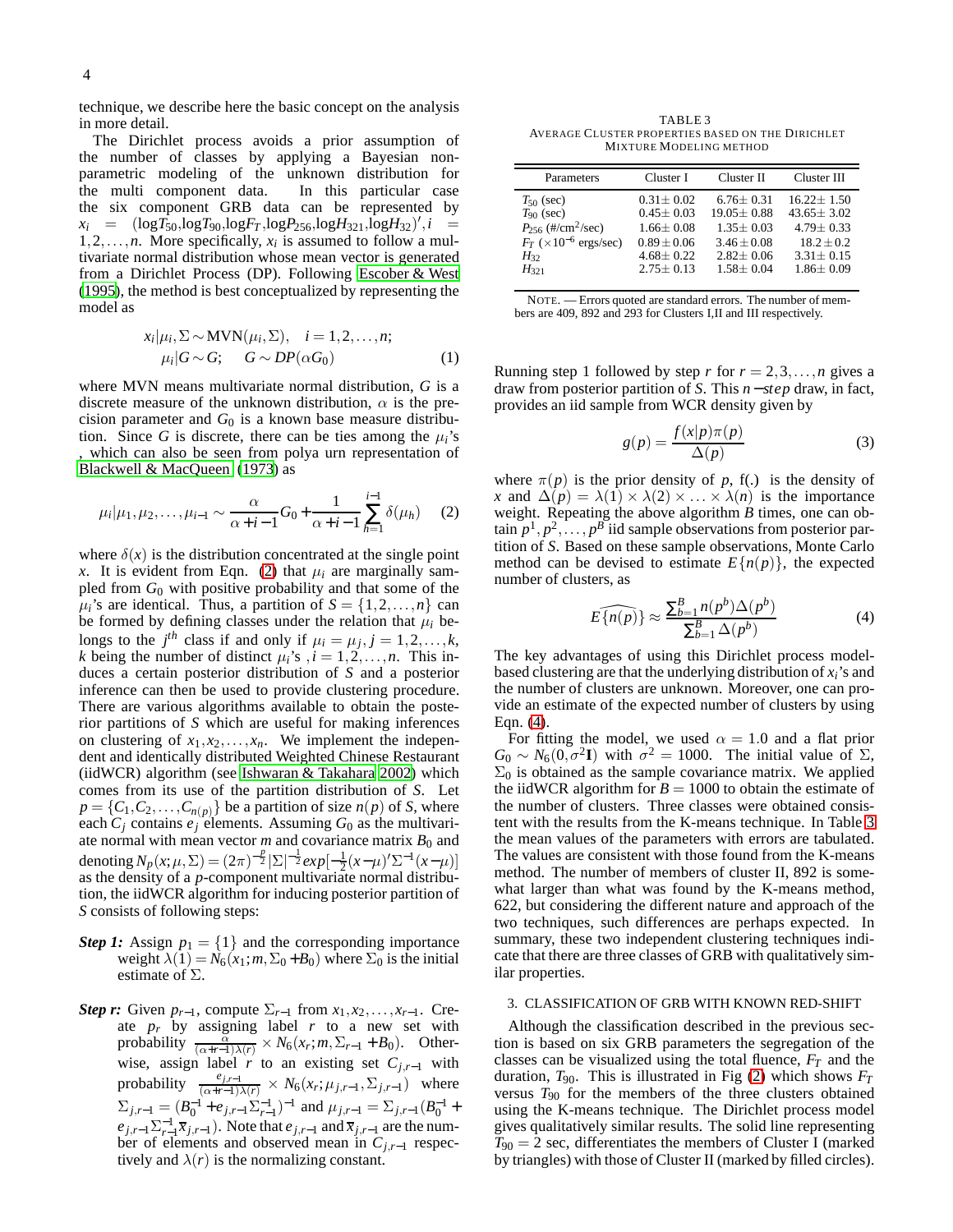technique, we describe here the basic concept on the analysis in more detail.

The Dirichlet process avoids a prior assumption of the number of classes by applying a Bayesian non-parametric modeling of the unknown distribution for the multi component data. In this particular case the six component GRB data can be represented by $x_i = (\log T_{50}, \log T_{90}, \log F_T, \log P_{256}, \log H_{321}, \log H_{32})', i = 1,2,\ldots,n$. More specifically, $x_i$ is assumed to follow a multivariate normal distribution whose mean vector is generated from a Dirichlet Process (DP). Following Escober & West (1995), the method is best conceptualized by representing the model as

$$x_i|\mu_i,\Sigma \sim \mathrm{MVN}(\mu_i,\Sigma), \quad i=1,2,\ldots,n;$$
$$\mu_i|G \sim G; \quad G \sim DP(\alpha G_0) \tag{1}$$

where MVN means multivariate normal distribution, $G$ is a discrete measure of the unknown distribution, $\alpha$ is the precision parameter and $G_0$ is a known base measure distribution. Since $G$ is discrete, there can be ties among the $\mu_i$'s , which can also be seen from polya urn representation of Blackwell & MacQueen (1973) as

$$\mu_i|\mu_1,\mu_2,\ldots,\mu_{i-1} \sim \frac{\alpha}{\alpha+i-1}G_0 + \frac{1}{\alpha+i-1}\sum_{h=1}^{i-1}\delta(\mu_h) \tag{2}$$

where $\delta(x)$ is the distribution concentrated at the single point $x$. It is evident from Eqn. (2) that $\mu_i$ are marginally sampled from $G_0$ with positive probability and that some of the $\mu_i$'s are identical. Thus, a partition of $S = \{1,2,\ldots,n\}$ can be formed by defining classes under the relation that $\mu_i$ belongs to the $j^{th}$ class if and only if $\mu_i = \mu_j, j = 1,2,\ldots,k$, $k$ being the number of distinct $\mu_i$'s , $i = 1,2,\ldots,n$. This induces a certain posterior distribution of $S$ and a posterior inference can then be used to provide clustering procedure. There are various algorithms available to obtain the posterior partitions of $S$ which are useful for making inferences on clustering of $x_1,x_2,\ldots,x_n$. We implement the independent and identically distributed Weighted Chinese Restaurant (iidWCR) algorithm (see Ishwaran & Takahara 2002) which comes from its use of the partition distribution of $S$. Let $p = \{C_1,C_2,\ldots,C_{n(p)}\}$ be a partition of size $n(p)$ of $S$, where each $C_j$ contains $e_j$ elements. Assuming $G_0$ as the multivariate normal with mean vector $m$ and covariance matrix $B_0$ and denoting $N_p(x;\mu,\Sigma) = (2\pi)^{-\frac{p}{2}}|\Sigma|^{-\frac{1}{2}}exp[-\frac{1}{2}(x-\mu)'\Sigma^{-1}(x-\mu)]$ as the density of a $p$-component multivariate normal distribution, the iidWCR algorithm for inducing posterior partition of $S$ consists of following steps:

***Step 1:*** Assign $p_1 = \{1\}$ and the corresponding importance weight $\lambda(1) = N_6(x_1;m,\Sigma_0 + B_0)$ where $\Sigma_0$ is the initial estimate of $\Sigma$.

***Step r:*** Given $p_{r-1}$, compute $\Sigma_{r-1}$ from $x_1,x_2,\ldots,x_{r-1}$. Create $p_r$ by assigning label $r$ to a new set with probability $\frac{\alpha}{(\alpha+r-1)\lambda(r)} \times N_6(x_r;m,\Sigma_{r-1}+B_0)$. Otherwise, assign label $r$ to an existing set $C_{j,r-1}$ with probability $\frac{e_{j,r-1}}{(\alpha+r-1)\lambda(r)} \times N_6(x_r;\mu_{j,r-1},\Sigma_{j,r-1})$ where $\Sigma_{j,r-1} = (B_0^{-1} + e_{j,r-1}\Sigma_{r-1}^{-1})^{-1}$ and $\mu_{j,r-1} = \Sigma_{j,r-1}(B_0^{-1} + e_{j,r-1}\Sigma_{r-1}^{-1}\overline{x}_{j,r-1})$. Note that $e_{j,r-1}$ and $\overline{x}_{j,r-1}$ are the number of elements and observed mean in $C_{j,r-1}$ respectively and $\lambda(r)$ is the normalizing constant.

TABLE 3
AVERAGE CLUSTER PROPERTIES BASED ON THE DIRICHLET MIXTURE MODELING METHOD

| Parameters | Cluster I | Cluster II | Cluster III |
|---|---|---|---|
| $T_{50}$ (sec) | $0.31 \pm 0.02$ | $6.76 \pm 0.31$ | $16.22 \pm 1.50$ |
| $T_{90}$ (sec) | $0.45 \pm 0.03$ | $19.05 \pm 0.88$ | $43.65 \pm 3.02$ |
| $P_{256}$ (#/cm$^2$/sec) | $1.66 \pm 0.08$ | $1.35 \pm 0.03$ | $4.79 \pm 0.33$ |
| $F_T$ ($\times 10^{-6}$ ergs/sec) | $0.89 \pm 0.06$ | $3.46 \pm 0.08$ | $18.2 \pm 0.2$ |
| $H_{32}$ | $4.68 \pm 0.22$ | $2.82 \pm 0.06$ | $3.31 \pm 0.15$ |
| $H_{321}$ | $2.75 \pm 0.13$ | $1.58 \pm 0.04$ | $1.86 \pm 0.09$ |

NOTE. — Errors quoted are standard errors. The number of members are 409, 892 and 293 for Clusters I,II and III respectively.

Running step 1 followed by step $r$ for $r = 2,3,\ldots,n$ gives a draw from posterior partition of $S$. This $n-step$ draw, in fact, provides an iid sample from WCR density given by

$$g(p) = \frac{f(x|p)\pi(p)}{\Delta(p)} \tag{3}$$

where $\pi(p)$ is the prior density of $p$, f(.) is the density of $x$ and $\Delta(p) = \lambda(1)\times\lambda(2)\times\ldots\times\lambda(n)$ is the importance weight. Repeating the above algorithm $B$ times, one can obtain $p^1,p^2,\ldots,p^B$ iid sample observations from posterior partition of $S$. Based on these sample observations, Monte Carlo method can be devised to estimate $E\{n(p)\}$, the expected number of clusters, as

$$\widehat{E\{n(p)\}} \approx \frac{\sum_{b=1}^{B} n(p^b)\Delta(p^b)}{\sum_{b=1}^{B}\Delta(p^b)} \tag{4}$$

The key advantages of using this Dirichlet process model-based clustering are that the underlying distribution of $x_i$'s and the number of clusters are unknown. Moreover, one can provide an estimate of the expected number of clusters by using Eqn. (4).

For fitting the model, we used $\alpha = 1.0$ and a flat prior $G_0 \sim N_6(0,\sigma^2\mathbf{I})$ with $\sigma^2 = 1000$. The initial value of $\Sigma$, $\Sigma_0$ is obtained as the sample covariance matrix. We applied the iidWCR algorithm for $B = 1000$ to obtain the estimate of the number of clusters. Three classes were obtained consistent with the results from the K-means technique. In Table 3 the mean values of the parameters with errors are tabulated. The values are consistent with those found from the K-means method. The number of members of cluster II, 892 is somewhat larger than what was found by the K-means method, 622, but considering the different nature and approach of the two techniques, such differences are perhaps expected. In summary, these two independent clustering techniques indicate that there are three classes of GRB with qualitatively similar properties.

## 3. CLASSIFICATION OF GRB WITH KNOWN RED-SHIFT

Although the classification described in the previous section is based on six GRB parameters the segregation of the classes can be visualized using the total fluence, $F_T$ and the duration, $T_{90}$. This is illustrated in Fig (2) which shows $F_T$ versus $T_{90}$ for the members of the three clusters obtained using the K-means technique. The Dirichlet process model gives qualitatively similar results. The solid line representing $T_{90} = 2$ sec, differentiates the members of Cluster I (marked by triangles) with those of Cluster II (marked by filled circles).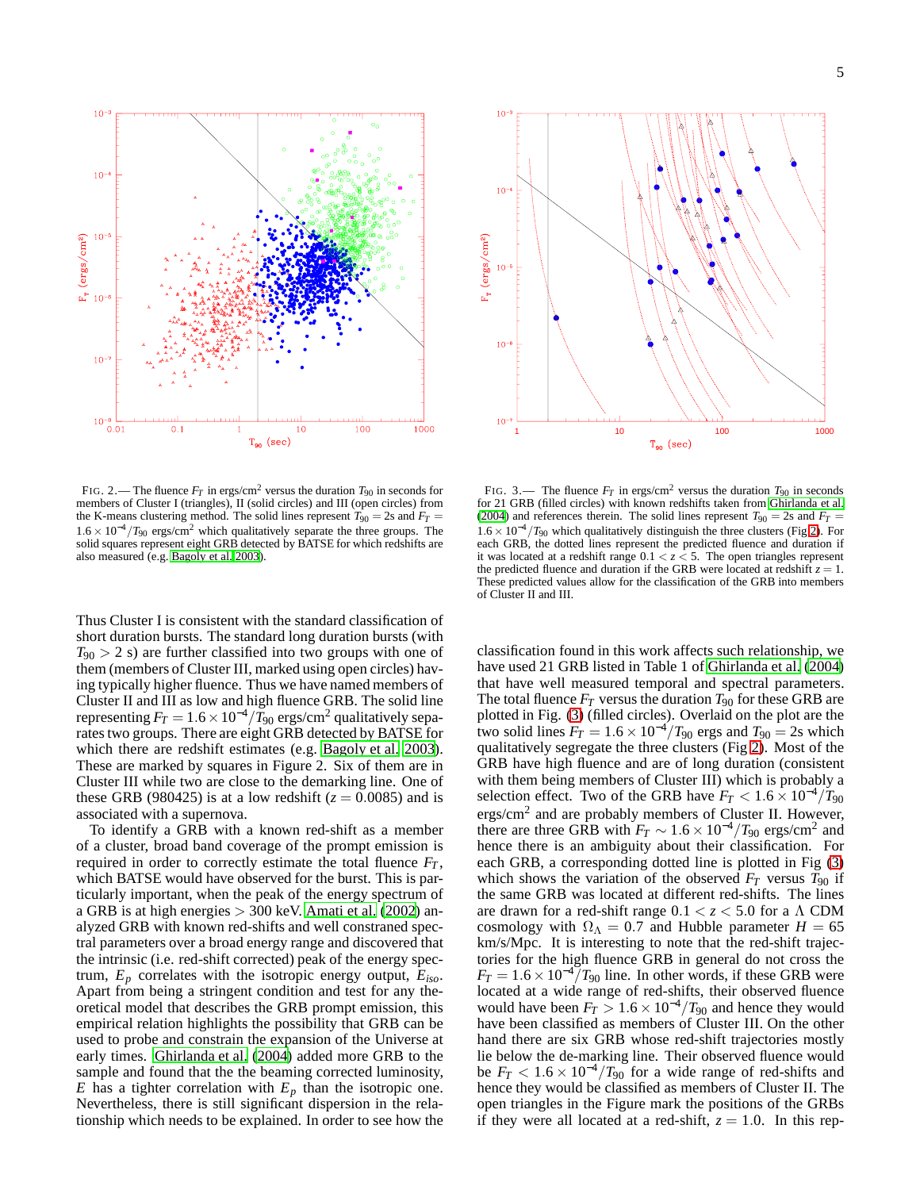FIG. 2.— The fluence $F_T$ in ergs/cm$^2$ versus the duration $T_{90}$ in seconds for members of Cluster I (triangles), II (solid circles) and III (open circles) from the K-means clustering method. The solid lines represent $T_{90} = 2$s and $F_T = 1.6 \times 10^{-4}/T_{90}$ ergs/cm$^2$ which qualitatively separate the three groups. The solid squares represent eight GRB detected by BATSE for which redshifts are also measured (e.g. Bagoly et al. 2003).

FIG. 3.— The fluence $F_T$ in ergs/cm$^2$ versus the duration $T_{90}$ in seconds for 21 GRB (filled circles) with known redshifts taken from Ghirlanda et al. (2004) and references therein. The solid lines represent $T_{90} = 2$s and $F_T = 1.6 \times 10^{-4}/T_{90}$ which qualitatively distinguish the three clusters (Fig 2). For each GRB, the dotted lines represent the predicted fluence and duration if it was located at a redshift range $0.1 < z < 5$. The open triangles represent the predicted fluence and duration if the GRB were located at redshift $z = 1$. These predicted values allow for the classification of the GRB into members of Cluster II and III.

Thus Cluster I is consistent with the standard classification of short duration bursts. The standard long duration bursts (with $T_{90} > 2$ s) are further classified into two groups with one of them (members of Cluster III, marked using open circles) having typically higher fluence. Thus we have named members of Cluster II and III as low and high fluence GRB. The solid line representing $F_T = 1.6 \times 10^{-4}/T_{90}$ ergs/cm$^2$ qualitatively separates two groups. There are eight GRB detected by BATSE for which there are redshift estimates (e.g. Bagoly et al. 2003). These are marked by squares in Figure 2. Six of them are in Cluster III while two are close to the demarking line. One of these GRB (980425) is at a low redshift ($z = 0.0085$) and is associated with a supernova.

To identify a GRB with a known red-shift as a member of a cluster, broad band coverage of the prompt emission is required in order to correctly estimate the total fluence $F_T$, which BATSE would have observed for the burst. This is particularly important, when the peak of the energy spectrum of a GRB is at high energies $> 300$ keV. Amati et al. (2002) analyzed GRB with known red-shifts and well constrained spectral parameters over a broad energy range and discovered that the intrinsic (i.e. red-shift corrected) peak of the energy spectrum, $E_p$ correlates with the isotropic energy output, $E_{iso}$. Apart from being a stringent condition and test for any theoretical model that describes the GRB prompt emission, this empirical relation highlights the possibility that GRB can be used to probe and constrain the expansion of the Universe at early times. Ghirlanda et al. (2004) added more GRB to the sample and found that the beaming corrected luminosity, $E$ has a tighter correlation with $E_p$ than the isotropic one. Nevertheless, there is still significant dispersion in the relationship which needs to be explained. In order to see how the classification found in this work affects such relationship, we have used 21 GRB listed in Table 1 of Ghirlanda et al. (2004) that have well measured temporal and spectral parameters. The total fluence $F_T$ versus the duration $T_{90}$ for these GRB are plotted in Fig. (3) (filled circles). Overlaid on the plot are the two solid lines $F_T = 1.6 \times 10^{-4}/T_{90}$ ergs and $T_{90} = 2$s which qualitatively segregate the three clusters (Fig 2). Most of the GRB have high fluence and are of long duration (consistent with them being members of Cluster III) which is probably a selection effect. Two of the GRB have $F_T < 1.6 \times 10^{-4}/T_{90}$ ergs/cm$^2$ and are probably members of Cluster II. However, there are three GRB with $F_T \sim 1.6 \times 10^{-4}/T_{90}$ ergs/cm$^2$ and hence there is an ambiguity about their classification. For each GRB, a corresponding dotted line is plotted in Fig (3) which shows the variation of the observed $F_T$ versus $T_{90}$ if the same GRB was located at different red-shifts. The lines are drawn for a red-shift range $0.1 < z < 5.0$ for a $\Lambda$ CDM cosmology with $\Omega_\Lambda = 0.7$ and Hubble parameter $H = 65$ km/s/Mpc. It is interesting to note that the red-shift trajectories for the high fluence GRB in general do not cross the $F_T = 1.6 \times 10^{-4}/T_{90}$ line. In other words, if these GRB were located at a wide range of red-shifts, their observed fluence would have been $F_T > 1.6 \times 10^{-4}/T_{90}$ and hence they would have been classified as members of Cluster III. On the other hand there are six GRB whose red-shift trajectories mostly lie below the de-marking line. Their observed fluence would be $F_T < 1.6 \times 10^{-4}/T_{90}$ for a wide range of red-shifts and hence they would be classified as members of Cluster II. The open triangles in the Figure mark the positions of the GRBs if they were all located at a red-shift, $z = 1.0$. In this rep-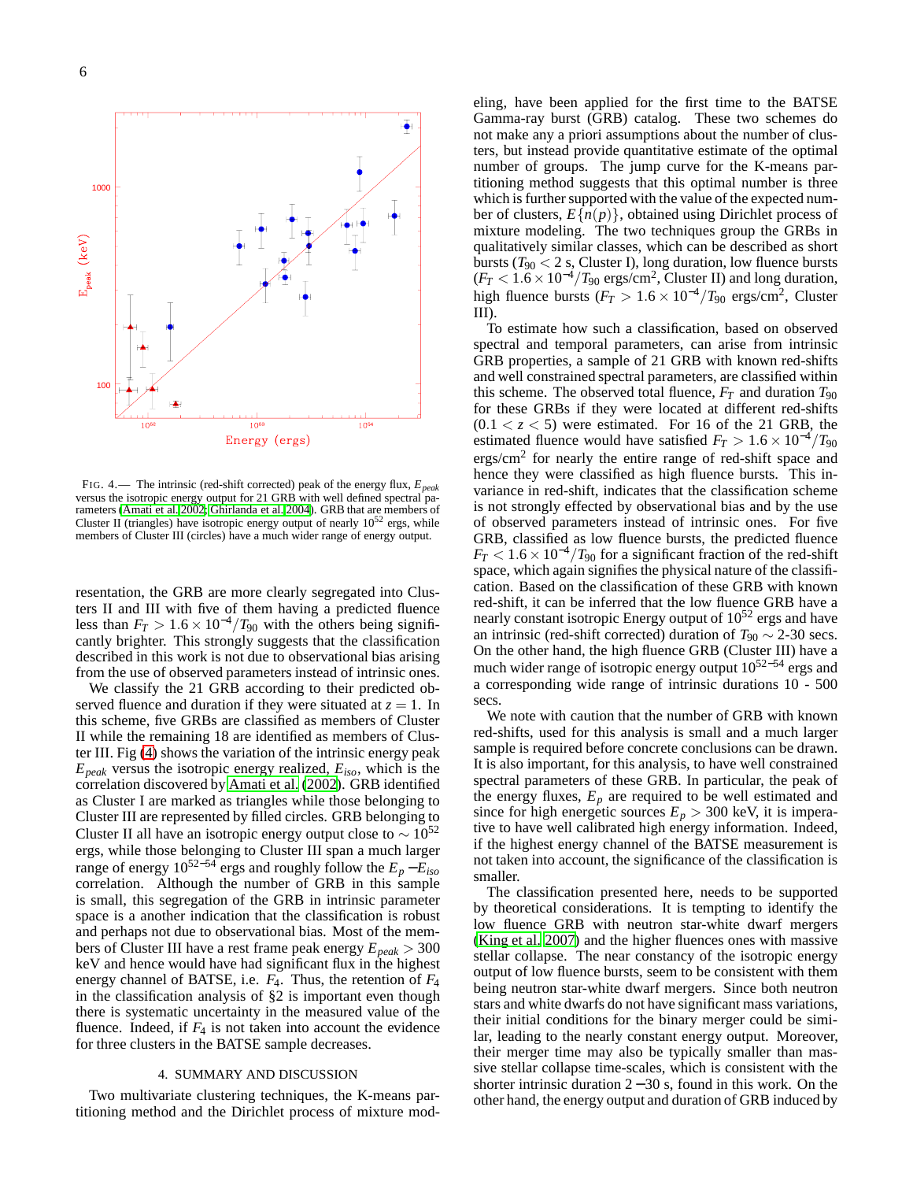FIG. 4.— The intrinsic (red-shift corrected) peak of the energy flux, $E_{peak}$ versus the isotropic energy output for 21 GRB with well defined spectral parameters (Amati et al. 2002; Ghirlanda et al. 2004). GRB that are members of Cluster II (triangles) have isotropic energy output of nearly $10^{52}$ ergs, while members of Cluster III (circles) have a much wider range of energy output.

resentation, the GRB are more clearly segregated into Clusters II and III with five of them having a predicted fluence less than $F_T > 1.6 \times 10^{-4}/T_{90}$ with the others being significantly brighter. This strongly suggests that the classification described in this work is not due to observational bias arising from the use of observed parameters instead of intrinsic ones.

We classify the 21 GRB according to their predicted observed fluence and duration if they were situated at $z = 1$. In this scheme, five GRBs are classified as members of Cluster II while the remaining 18 are identified as members of Cluster III. Fig (4) shows the variation of the intrinsic energy peak $E_{peak}$ versus the isotropic energy realized, $E_{iso}$, which is the correlation discovered by Amati et al. (2002). GRB identified as Cluster I are marked as triangles while those belonging to Cluster III are represented by filled circles. GRB belonging to Cluster II all have an isotropic energy output close to $\sim 10^{52}$ ergs, while those belonging to Cluster III span a much larger range of energy $10^{52-54}$ ergs and roughly follow the $E_p - E_{iso}$ correlation. Although the number of GRB in this sample is small, this segregation of the GRB in intrinsic parameter space is a another indication that the classification is robust and perhaps not due to observational bias. Most of the members of Cluster III have a rest frame peak energy $E_{peak} > 300$ keV and hence would have had significant flux in the highest energy channel of BATSE, i.e. $F_4$. Thus, the retention of $F_4$ in the classification analysis of §2 is important even though there is systematic uncertainty in the measured value of the fluence. Indeed, if $F_4$ is not taken into account the evidence for three clusters in the BATSE sample decreases.

## 4. SUMMARY AND DISCUSSION

Two multivariate clustering techniques, the K-means partitioning method and the Dirichlet process of mixture modeling, have been applied for the first time to the BATSE Gamma-ray burst (GRB) catalog. These two schemes do not make any a priori assumptions about the number of clusters, but instead provide quantitative estimate of the optimal number of groups. The jump curve for the K-means partitioning method suggests that this optimal number is three which is further supported with the value of the expected number of clusters, $E\{n(p)\}$, obtained using Dirichlet process of mixture modeling. The two techniques group the GRBs in qualitatively similar classes, which can be described as short bursts ($T_{90} < 2$ s, Cluster I), long duration, low fluence bursts ($F_T < 1.6 \times 10^{-4}/T_{90}$ ergs/cm$^2$, Cluster II) and long duration, high fluence bursts ($F_T > 1.6 \times 10^{-4}/T_{90}$ ergs/cm$^2$, Cluster III).

To estimate how such a classification, based on observed spectral and temporal parameters, can arise from intrinsic GRB properties, a sample of 21 GRB with known red-shifts and well constrained spectral parameters, are classified within this scheme. The observed total fluence, $F_T$ and duration $T_{90}$ for these GRBs if they were located at different red-shifts ($0.1 < z < 5$) were estimated. For 16 of the 21 GRB, the estimated fluence would have satisfied $F_T > 1.6 \times 10^{-4}/T_{90}$ ergs/cm$^2$ for nearly the entire range of red-shift space and hence they were classified as high fluence bursts. This invariance in red-shift, indicates that the classification scheme is not strongly effected by observational bias and by the use of observed parameters instead of intrinsic ones. For five GRB, classified as low fluence bursts, the predicted fluence $F_T < 1.6 \times 10^{-4}/T_{90}$ for a significant fraction of the red-shift space, which again signifies the physical nature of the classification. Based on the classification of these GRB with known red-shift, it can be inferred that the low fluence GRB have a nearly constant isotropic Energy output of $10^{52}$ ergs and have an intrinsic (red-shift corrected) duration of $T_{90} \sim$ 2-30 secs. On the other hand, the high fluence GRB (Cluster III) have a much wider range of isotropic energy output $10^{52-54}$ ergs and a corresponding wide range of intrinsic durations 10 - 500 secs.

We note with caution that the number of GRB with known red-shifts, used for this analysis is small and a much larger sample is required before concrete conclusions can be drawn. It is also important, for this analysis, to have well constrained spectral parameters of these GRB. In particular, the peak of the energy fluxes, $E_p$ are required to be well estimated and since for high energetic sources $E_p > 300$ keV, it is imperative to have well calibrated high energy information. Indeed, if the highest energy channel of the BATSE measurement is not taken into account, the significance of the classification is smaller.

The classification presented here, needs to be supported by theoretical considerations. It is tempting to identify the low fluence GRB with neutron star-white dwarf mergers (King et al. 2007) and the higher fluences ones with massive stellar collapse. The near constancy of the isotropic energy output of low fluence bursts, seem to be consistent with them being neutron star-white dwarf mergers. Since both neutron stars and white dwarfs do not have significant mass variations, their initial conditions for the binary merger could be similar, leading to the nearly constant energy output. Moreover, their merger time may also be typically smaller than massive stellar collapse time-scales, which is consistent with the shorter intrinsic duration $2-30$ s, found in this work. On the other hand, the energy output and duration of GRB induced by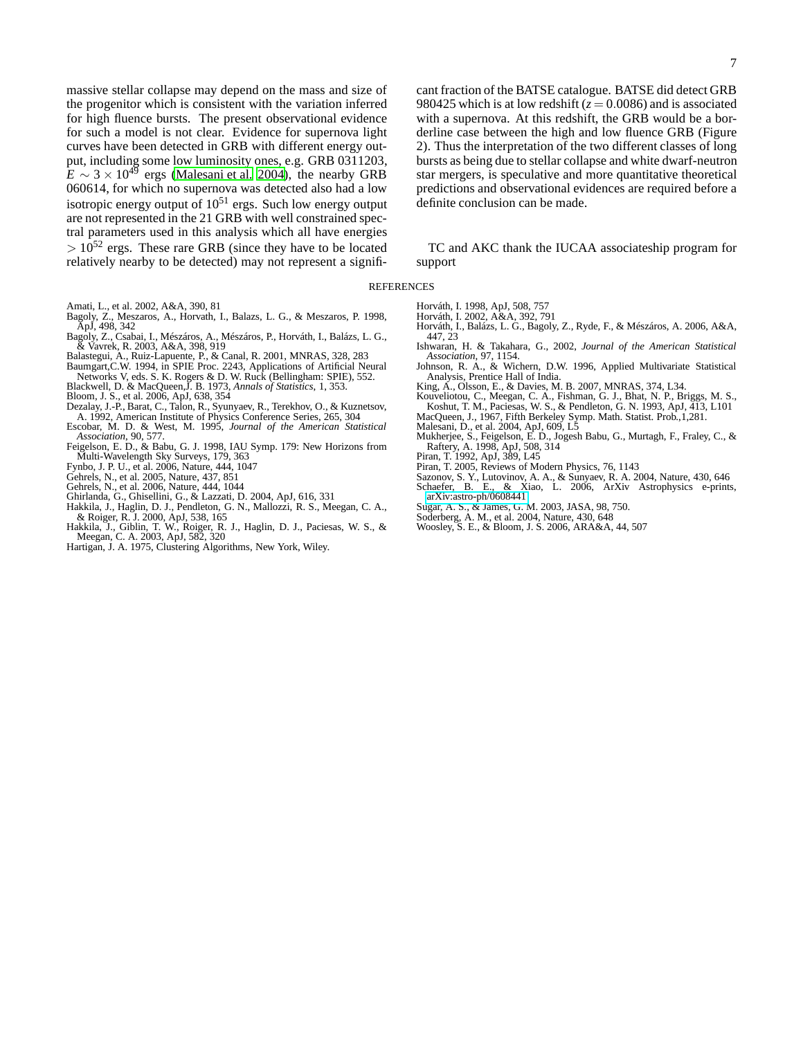massive stellar collapse may depend on the mass and size of the progenitor which is consistent with the variation inferred for high fluence bursts. The present observational evidence for such a model is not clear. Evidence for supernova light curves have been detected in GRB with different energy output, including some low luminosity ones, e.g. GRB 0311203, $E \sim 3 \times 10^{49}$ ergs (Malesani et al. 2004), the nearby GRB 060614, for which no supernova was detected also had a low isotropic energy output of $10^{51}$ ergs. Such low energy output are not represented in the 21 GRB with well constrained spectral parameters used in this analysis which all have energies $> 10^{52}$ ergs. These rare GRB (since they have to be located relatively nearby to be detected) may not represent a significant fraction of the BATSE catalogue. BATSE did detect GRB 980425 which is at low redshift ($z = 0.0086$) and is associated with a supernova. At this redshift, the GRB would be a borderline case between the high and low fluence GRB (Figure 2). Thus the interpretation of the two different classes of long bursts as being due to stellar collapse and white dwarf-neutron star mergers, is speculative and more quantitative theoretical predictions and observational evidences are required before a definite conclusion can be made.

TC and AKC thank the IUCAA associateship program for support

## REFERENCES

Amati, L., et al. 2002, A&A, 390, 81
Bagoly, Z., Meszaros, A., Horvath, I., Balazs, L. G., & Meszaros, P. 1998, ApJ, 498, 342
Bagoly, Z., Csabai, I., Mészáros, A., Mészáros, P., Horváth, I., Balázs, L. G., & Vavrek, R. 2003, A&A, 398, 919
Balastegui, A., Ruiz-Lapuente, P., & Canal, R. 2001, MNRAS, 328, 283
Baumgart,C.W. 1994, in SPIE Proc. 2243, Applications of Artificial Neural Networks V, eds. S. K. Rogers & D. W. Ruck (Bellingham: SPIE), 552.
Blackwell, D. & MacQueen,J. B. 1973, *Annals of Statistics*, 1, 353.
Bloom, J. S., et al. 2006, ApJ, 638, 354
Dezalay, J.-P., Barat, C., Talon, R., Syunyaev, R., Terekhov, O., & Kuznetsov, A. 1992, American Institute of Physics Conference Series, 265, 304
Escobar, M. D. & West, M. 1995, *Journal of the American Statistical Association*, 90, 577.
Feigelson, E. D., & Babu, G. J. 1998, IAU Symp. 179: New Horizons from Multi-Wavelength Sky Surveys, 179, 363
Fynbo, J. P. U., et al. 2006, Nature, 444, 1047
Gehrels, N., et al. 2005, Nature, 437, 851
Gehrels, N., et al. 2006, Nature, 444, 1044
Ghirlanda, G., Ghisellini, G., & Lazzati, D. 2004, ApJ, 616, 331
Hakkila, J., Haglin, D. J., Pendleton, G. N., Mallozzi, R. S., Meegan, C. A., & Roiger, R. J. 2000, ApJ, 538, 165
Hakkila, J., Giblin, T. W., Roiger, R. J., Haglin, D. J., Paciesas, W. S., & Meegan, C. A. 2003, ApJ, 582, 320
Hartigan, J. A. 1975, Clustering Algorithms, New York, Wiley.
Horváth, I. 1998, ApJ, 508, 757
Horváth, I. 2002, A&A, 392, 791
Horváth, I., Balázs, L. G., Bagoly, Z., Ryde, F., & Mészáros, A. 2006, A&A, 447, 23
Ishwaran, H. & Takahara, G., 2002, *Journal of the American Statistical Association*, 97, 1154.
Johnson, R. A., & Wichern, D.W. 1996, Applied Multivariate Statistical Analysis, Prentice Hall of India.
King, A., Olsson, E., & Davies, M. B. 2007, MNRAS, 374, L34.
Kouveliotou, C., Meegan, C. A., Fishman, G. J., Bhat, N. P., Briggs, M. S., Koshut, T. M., Paciesas, W. S., & Pendleton, G. N. 1993, ApJ, 413, L101
MacQueen, J., 1967, Fifth Berkeley Symp. Math. Statist. Prob.,1,281.
Malesani, D., et al. 2004, ApJ, 609, L5
Mukherjee, S., Feigelson, E. D., Jogesh Babu, G., Murtagh, F., Fraley, C., & Raftery, A. 1998, ApJ, 508, 314
Piran, T. 1992, ApJ, 389, L45
Piran, T. 2005, Reviews of Modern Physics, 76, 1143
Sazonov, S. Y., Lutovinov, A. A., & Sunyaev, R. A. 2004, Nature, 430, 646
Schaefer, B. E., & Xiao, L. 2006, ArXiv Astrophysics e-prints, arXiv:astro-ph/0608441
Sugar, A. S., & James, G. M. 2003, JASA, 98, 750.
Soderberg, A. M., et al. 2004, Nature, 430, 648
Woosley, S. E., & Bloom, J. S. 2006, ARA&A, 44, 507